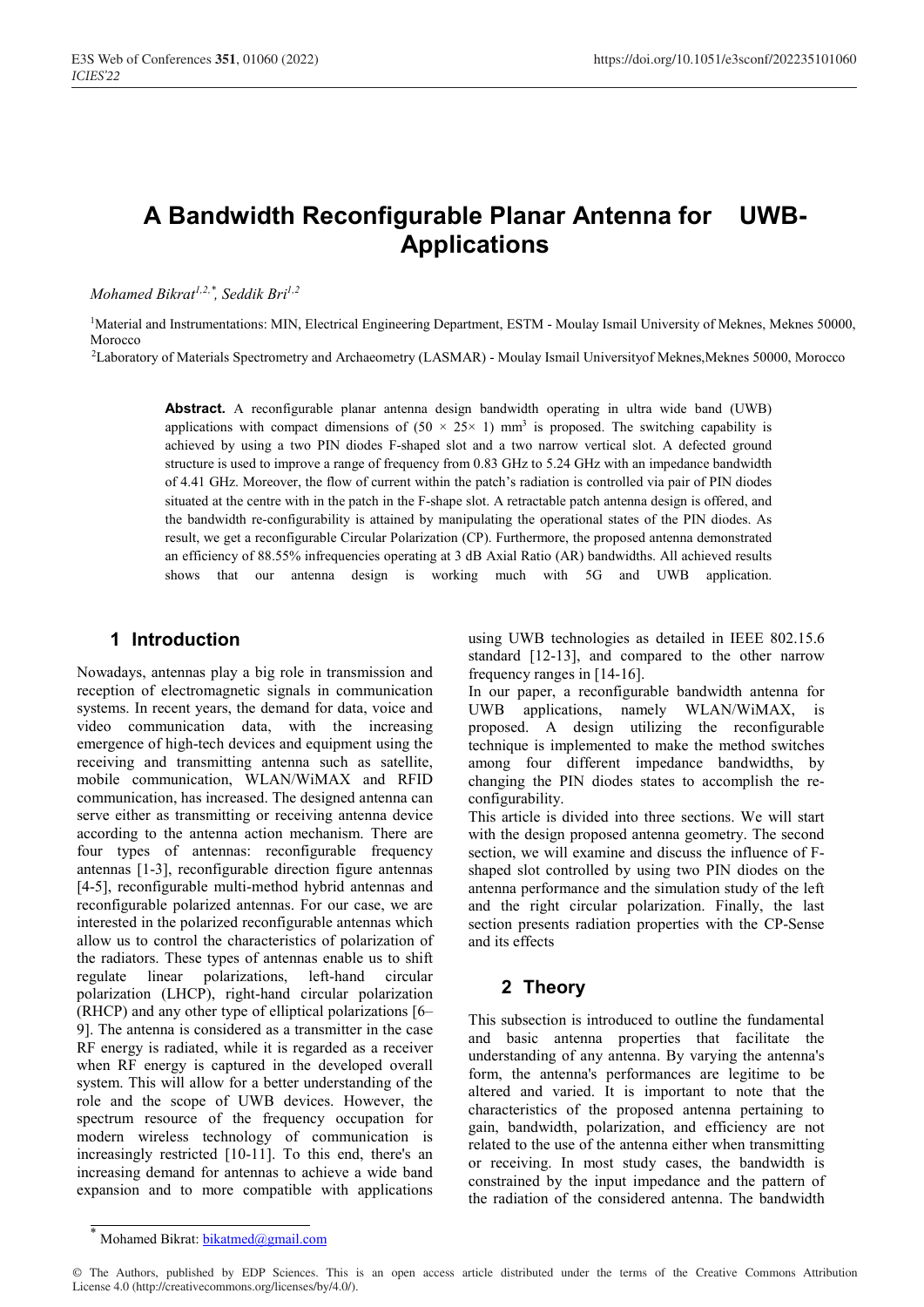# A Bandwidth Reconfigurable Planar Antenna for UWB-Applications

*Mohamed Bikrat[1,2,*], Seddik Bri[1,2]*

[1]Material and Instrumentations: MIN, Electrical Engineering Department, ESTM - Moulay Ismail University of Meknes, Meknes 50000, Morocco

[2]Laboratory of Materials Spectrometry and Archaeometry (LASMAR) - Moulay Ismail Universityof Meknes,Meknes 50000, Morocco

**Abstract.** A reconfigurable planar antenna design bandwidth operating in ultra wide band (UWB) applications with compact dimensions of $(50 \times 25\times 1)$ mm$^3$ is proposed. The switching capability is achieved by using a two PIN diodes F-shaped slot and a two narrow vertical slot. A defected ground structure is used to improve a range of frequency from 0.83 GHz to 5.24 GHz with an impedance bandwidth of 4.41 GHz. Moreover, the flow of current within the patch's radiation is controlled via pair of PIN diodes situated at the centre with in the patch in the F-shape slot. A retractable patch antenna design is offered, and the bandwidth re-configurability is attained by manipulating the operational states of the PIN diodes. As result, we get a reconfigurable Circular Polarization (CP). Furthermore, the proposed antenna demonstrated an efficiency of 88.55% infrequencies operating at 3 dB Axial Ratio (AR) bandwidths. All achieved results shows that our antenna design is working much with 5G and UWB application.

## 1 Introduction

Nowadays, antennas play a big role in transmission and reception of electromagnetic signals in communication systems. In recent years, the demand for data, voice and video communication data, with the increasing emergence of high-tech devices and equipment using the receiving and transmitting antenna such as satellite, mobile communication, WLAN/WiMAX and RFID communication, has increased. The designed antenna can serve either as transmitting or receiving antenna device according to the antenna action mechanism. There are four types of antennas: reconfigurable frequency antennas [1-3], reconfigurable direction figure antennas [4-5], reconfigurable multi-method hybrid antennas and reconfigurable polarized antennas. For our case, we are interested in the polarized reconfigurable antennas which allow us to control the characteristics of polarization of the radiators. These types of antennas enable us to shift regulate linear polarizations, left-hand circular polarization (LHCP), right-hand circular polarization (RHCP) and any other type of elliptical polarizations [6–9]. The antenna is considered as a transmitter in the case RF energy is radiated, while it is regarded as a receiver when RF energy is captured in the developed overall system. This will allow for a better understanding of the role and the scope of UWB devices. However, the spectrum resource of the frequency occupation for modern wireless technology of communication is increasingly restricted [10-11]. To this end, there's an increasing demand for antennas to achieve a wide band expansion and to more compatible with applications using UWB technologies as detailed in IEEE 802.15.6 standard [12-13], and compared to the other narrow frequency ranges in [14-16].

In our paper, a reconfigurable bandwidth antenna for UWB applications, namely WLAN/WiMAX, is proposed. A design utilizing the reconfigurable technique is implemented to make the method switches among four different impedance bandwidths, by changing the PIN diodes states to accomplish the re-configurability.

This article is divided into three sections. We will start with the design proposed antenna geometry. The second section, we will examine and discuss the influence of F-shaped slot controlled by using two PIN diodes on the antenna performance and the simulation study of the left and the right circular polarization. Finally, the last section presents radiation properties with the CP-Sense and its effects

## 2 Theory

This subsection is introduced to outline the fundamental and basic antenna properties that facilitate the understanding of any antenna. By varying the antenna's form, the antenna's performances are legitime to be altered and varied. It is important to note that the characteristics of the proposed antenna pertaining to gain, bandwidth, polarization, and efficiency are not related to the use of the antenna either when transmitting or receiving. In most study cases, the bandwidth is constrained by the input impedance and the pattern of the radiation of the considered antenna. The bandwidth

* Mohamed Bikrat: bikatmed@gmail.com

© The Authors, published by EDP Sciences. This is an open access article distributed under the terms of the Creative Commons Attribution License 4.0 (http://creativecommons.org/licenses/by/4.0/).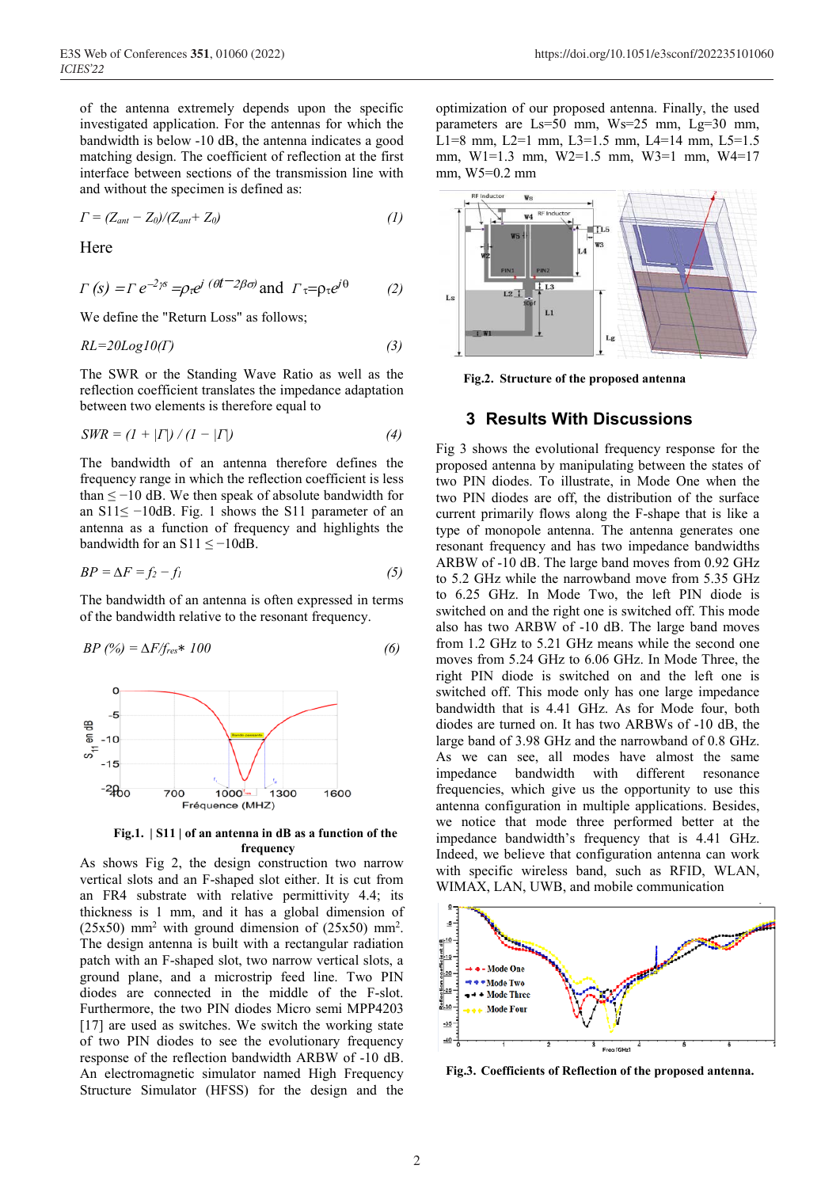of the antenna extremely depends upon the specific investigated application. For the antennas for which the bandwidth is below -10 dB, the antenna indicates a good matching design. The coefficient of reflection at the first interface between sections of the transmission line with and without the specimen is defined as:

$$\Gamma = (Z_{ant} - Z_0)/(Z_{ant} + Z_0) \tag{1}$$

Here

$$\Gamma(s) = \Gamma e^{-2\gamma s} = \rho_\tau e^{j(\theta t - 2\beta\sigma)} \text{ and } \Gamma_\tau = \rho_\tau e^{j\theta} \tag{2}$$

We define the "Return Loss" as follows;

$$RL = 20Log10(\Gamma) \tag{3}$$

The SWR or the Standing Wave Ratio as well as the reflection coefficient translates the impedance adaptation between two elements is therefore equal to

$$SWR = (1 + |\Gamma|) / (1 - |\Gamma|) \tag{4}$$

The bandwidth of an antenna therefore defines the frequency range in which the reflection coefficient is less than $\leq -10$ dB. We then speak of absolute bandwidth for an $S11 \leq -10$dB. Fig. 1 shows the S11 parameter of an antenna as a function of frequency and highlights the bandwidth for an $S11 \leq -10$dB.

$$BP = \Delta F = f_2 - f_1 \tag{5}$$

The bandwidth of an antenna is often expressed in terms of the bandwidth relative to the resonant frequency.

$$BP(\%) = \Delta F/f_{res} * 100 \tag{6}$$

**Fig.1. | S11 | of an antenna in dB as a function of the frequency**

As shows Fig 2, the design construction two narrow vertical slots and an F-shaped slot either. It is cut from an FR4 substrate with relative permittivity 4.4; its thickness is 1 mm, and it has a global dimension of (25x50) mm$^2$ with ground dimension of (25x50) mm$^2$. The design antenna is built with a rectangular radiation patch with an F-shaped slot, two narrow vertical slots, a ground plane, and a microstrip feed line. Two PIN diodes are connected in the middle of the F-slot. Furthermore, the two PIN diodes Micro semi MPP4203 [17] are used as switches. We switch the working state of two PIN diodes to see the evolutionary frequency response of the reflection bandwidth ARBW of -10 dB. An electromagnetic simulator named High Frequency Structure Simulator (HFSS) for the design and the optimization of our proposed antenna. Finally, the used parameters are Ls=50 mm, Ws=25 mm, Lg=30 mm, L1=8 mm, L2=1 mm, L3=1.5 mm, L4=14 mm, L5=1.5 mm, W1=1.3 mm, W2=1.5 mm, W3=1 mm, W4=17 mm, W5=0.2 mm

**Fig.2. Structure of the proposed antenna**

## 3 Results With Discussions

Fig 3 shows the evolutional frequency response for the proposed antenna by manipulating between the states of two PIN diodes. To illustrate, in Mode One when the two PIN diodes are off, the distribution of the surface current primarily flows along the F-shape that is like a type of monopole antenna. The antenna generates one resonant frequency and has two impedance bandwidths ARBW of -10 dB. The large band moves from 0.92 GHz to 5.2 GHz while the narrowband move from 5.35 GHz to 6.25 GHz. In Mode Two, the left PIN diode is switched on and the right one is switched off. This mode also has two ARBW of -10 dB. The large band moves from 1.2 GHz to 5.21 GHz means while the second one moves from 5.24 GHz to 6.06 GHz. In Mode Three, the right PIN diode is switched on and the left one is switched off. This mode only has one large impedance bandwidth that is 4.41 GHz. As for Mode four, both diodes are turned on. It has two ARBWs of -10 dB, the large band of 3.98 GHz and the narrowband of 0.8 GHz. As we can see, all modes have almost the same impedance bandwidth with different resonance frequencies, which give us the opportunity to use this antenna configuration in multiple applications. Besides, we notice that mode three performed better at the impedance bandwidth's frequency that is 4.41 GHz. Indeed, we believe that configuration antenna can work with specific wireless band, such as RFID, WLAN, WIMAX, LAN, UWB, and mobile communication

**Fig.3. Coefficients of Reflection of the proposed antenna.**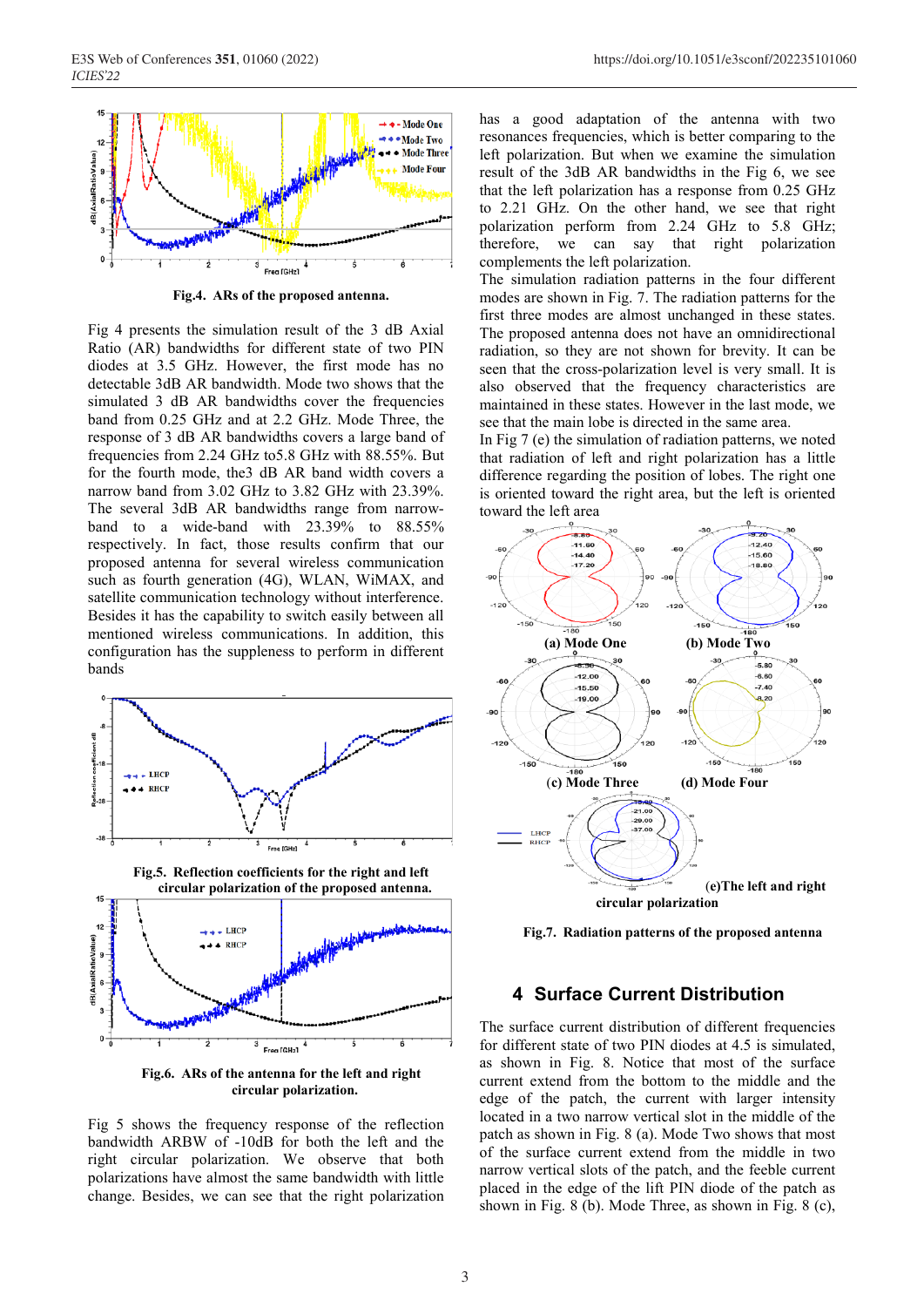Fig.4. ARs of the proposed antenna.

Fig 4 presents the simulation result of the 3 dB Axial Ratio (AR) bandwidths for different state of two PIN diodes at 3.5 GHz. However, the first mode has no detectable 3dB AR bandwidth. Mode two shows that the simulated 3 dB AR bandwidths cover the frequencies band from 0.25 GHz and at 2.2 GHz. Mode Three, the response of 3 dB AR bandwidths covers a large band of frequencies from 2.24 GHz to5.8 GHz with 88.55%. But for the fourth mode, the3 dB AR band width covers a narrow band from 3.02 GHz to 3.82 GHz with 23.39%. The several 3dB AR bandwidths range from narrow-band to a wide-band with 23.39% to 88.55% respectively. In fact, those results confirm that our proposed antenna for several wireless communication such as fourth generation (4G), WLAN, WiMAX, and satellite communication technology without interference. Besides it has the capability to switch easily between all mentioned wireless communications. In addition, this configuration has the suppleness to perform in different bands

Fig.5. Reflection coefficients for the right and left circular polarization of the proposed antenna.

Fig.6. ARs of the antenna for the left and right circular polarization.

Fig 5 shows the frequency response of the reflection bandwidth ARBW of -10dB for both the left and the right circular polarization. We observe that both polarizations have almost the same bandwidth with little change. Besides, we can see that the right polarization has a good adaptation of the antenna with two resonances frequencies, which is better comparing to the left polarization. But when we examine the simulation result of the 3dB AR bandwidths in the Fig 6, we see that the left polarization has a response from 0.25 GHz to 2.21 GHz. On the other hand, we see that right polarization perform from 2.24 GHz to 5.8 GHz; therefore, we can say that right polarization complements the left polarization.

The simulation radiation patterns in the four different modes are shown in Fig. 7. The radiation patterns for the first three modes are almost unchanged in these states. The proposed antenna does not have an omnidirectional radiation, so they are not shown for brevity. It can be seen that the cross-polarization level is very small. It is also observed that the frequency characteristics are maintained in these states. However in the last mode, we see that the main lobe is directed in the same area.

In Fig 7 (e) the simulation of radiation patterns, we noted that radiation of left and right polarization has a little difference regarding the position of lobes. The right one is oriented toward the right area, but the left is oriented toward the left area

(a) Mode One (b) Mode Two (c) Mode Three (d) Mode Four (e)The left and right circular polarization

Fig.7. Radiation patterns of the proposed antenna

## 4 Surface Current Distribution

The surface current distribution of different frequencies for different state of two PIN diodes at 4.5 is simulated, as shown in Fig. 8. Notice that most of the surface current extend from the bottom to the middle and the edge of the patch, the current with larger intensity located in a two narrow vertical slot in the middle of the patch as shown in Fig. 8 (a). Mode Two shows that most of the surface current extend from the middle in two narrow vertical slots of the patch, and the feeble current placed in the edge of the lift PIN diode of the patch as shown in Fig. 8 (b). Mode Three, as shown in Fig. 8 (c),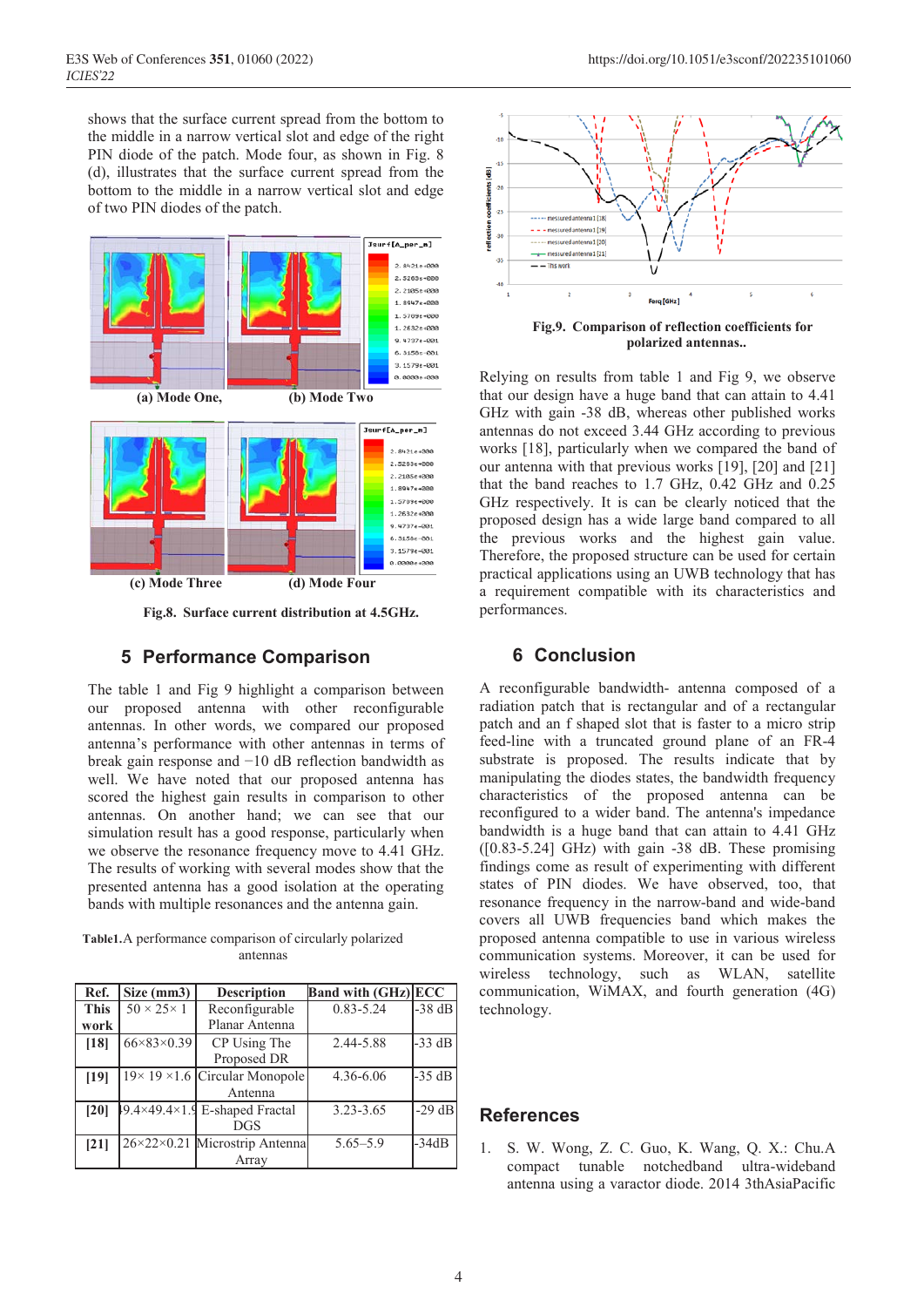shows that the surface current spread from the bottom to the middle in a narrow vertical slot and edge of the right PIN diode of the patch. Mode four, as shown in Fig. 8 (d), illustrates that the surface current spread from the bottom to the middle in a narrow vertical slot and edge of two PIN diodes of the patch.

(a) Mode One, (b) Mode Two

(c) Mode Three (d) Mode Four

**Fig.8. Surface current distribution at 4.5GHz.**

## 5 Performance Comparison

The table 1 and Fig 9 highlight a comparison between our proposed antenna with other reconfigurable antennas. In other words, we compared our proposed antenna's performance with other antennas in terms of break gain response and −10 dB reflection bandwidth as well. We have noted that our proposed antenna has scored the highest gain results in comparison to other antennas. On another hand; we can see that our simulation result has a good response, particularly when we observe the resonance frequency move to 4.41 GHz. The results of working with several modes show that the presented antenna has a good isolation at the operating bands with multiple resonances and the antenna gain.

Table1.A performance comparison of circularly polarized antennas

| Ref. | Size (mm3) | Description | Band with (GHz) | ECC |
|---|---|---|---|---|
| This work | 50 × 25× 1 | Reconfigurable Planar Antenna | 0.83-5.24 | -38 dB |
| [18] | 66×83×0.39 | CP Using The Proposed DR | 2.44-5.88 | -33 dB |
| [19] | 19× 19 ×1.6 | Circular Monopole Antenna | 4.36-6.06 | -35 dB |
| [20] | 49.4×49.4×1.9 | E-shaped Fractal DGS | 3.23-3.65 | -29 dB |
| [21] | 26×22×0.21 | Microstrip Antenna Array | 5.65–5.9 | -34dB |

**Fig.9. Comparison of reflection coefficients for polarized antennas..**

Relying on results from table 1 and Fig 9, we observe that our design have a huge band that can attain to 4.41 GHz with gain -38 dB, whereas other published works antennas do not exceed 3.44 GHz according to previous works [18], particularly when we compared the band of our antenna with that previous works [19], [20] and [21] that the band reaches to 1.7 GHz, 0.42 GHz and 0.25 GHz respectively. It is can be clearly noticed that the proposed design has a wide large band compared to all the previous works and the highest gain value. Therefore, the proposed structure can be used for certain practical applications using an UWB technology that has a requirement compatible with its characteristics and performances.

## 6 Conclusion

A reconfigurable bandwidth- antenna composed of a radiation patch that is rectangular and of a rectangular patch and an f shaped slot that is faster to a micro strip feed-line with a truncated ground plane of an FR-4 substrate is proposed. The results indicate that by manipulating the diodes states, the bandwidth frequency characteristics of the proposed antenna can be reconfigured to a wider band. The antenna's impedance bandwidth is a huge band that can attain to 4.41 GHz ([0.83-5.24] GHz) with gain -38 dB. These promising findings come as result of experimenting with different states of PIN diodes. We have observed, too, that resonance frequency in the narrow-band and wide-band covers all UWB frequencies band which makes the proposed antenna compatible to use in various wireless communication systems. Moreover, it can be used for wireless technology, such as WLAN, satellite communication, WiMAX, and fourth generation (4G) technology.

## References

1. S. W. Wong, Z. C. Guo, K. Wang, Q. X.: Chu.A compact tunable notchedband ultra-wideband antenna using a varactor diode. 2014 3thAsiaPacific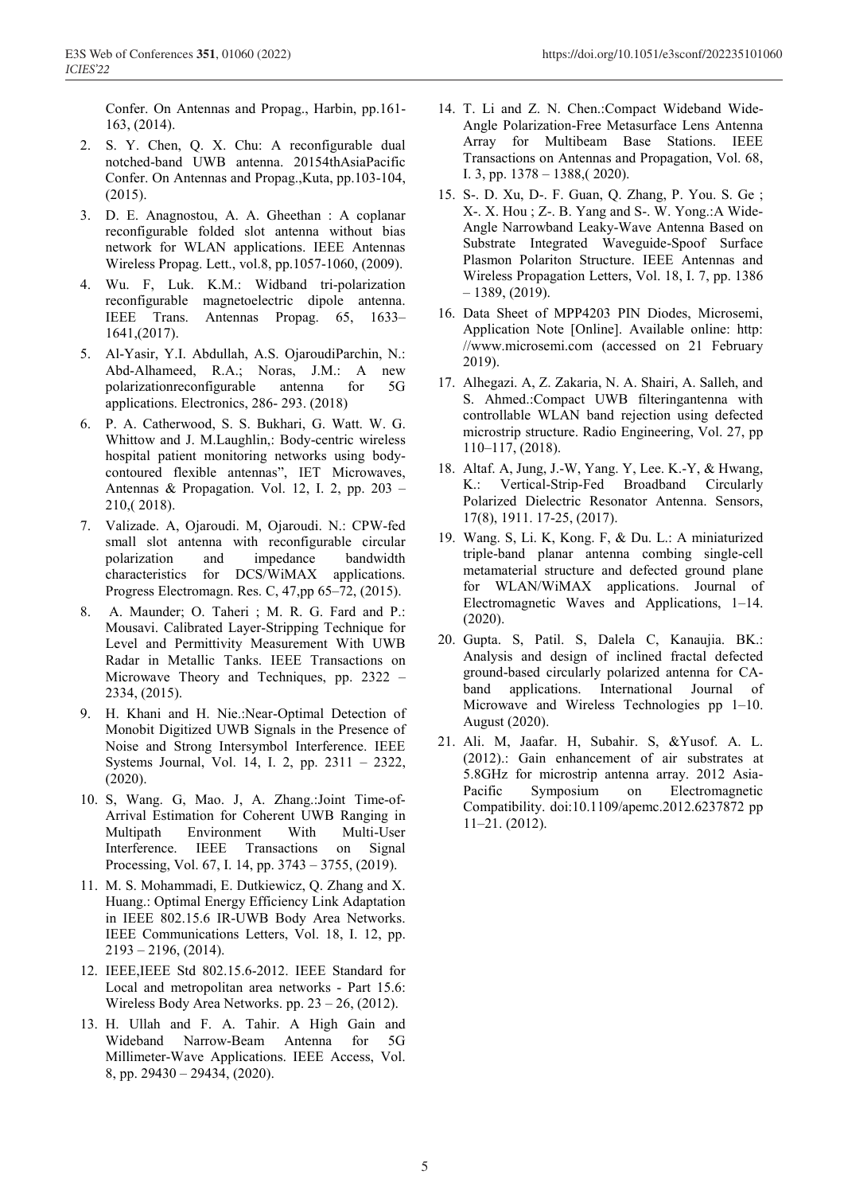Confer. On Antennas and Propag., Harbin, pp.161-163, (2014).

2. S. Y. Chen, Q. X. Chu: A reconfigurable dual notched-band UWB antenna. 20154thAsiaPacific Confer. On Antennas and Propag.,Kuta, pp.103-104, (2015).
3. D. E. Anagnostou, A. A. Gheethan : A coplanar reconfigurable folded slot antenna without bias network for WLAN applications. IEEE Antennas Wireless Propag. Lett., vol.8, pp.1057-1060, (2009).
4. Wu. F, Luk. K.M.: Widband tri-polarization reconfigurable magnetoelectric dipole antenna. IEEE Trans. Antennas Propag. 65, 1633–1641,(2017).
5. Al-Yasir, Y.I. Abdullah, A.S. OjaroudiParchin, N.: Abd-Alhameed, R.A.; Noras, J.M.: A new polarizationreconfigurable antenna for 5G applications. Electronics, 286- 293. (2018)
6. P. A. Catherwood, S. S. Bukhari, G. Watt. W. G. Whittow and J. M.Laughlin,: Body-centric wireless hospital patient monitoring networks using body-contoured flexible antennas", IET Microwaves, Antennas & Propagation. Vol. 12, I. 2, pp. 203 – 210,( 2018).
7. Valizade. A, Ojaroudi. M, Ojaroudi. N.: CPW-fed small slot antenna with reconfigurable circular polarization and impedance bandwidth characteristics for DCS/WiMAX applications. Progress Electromagn. Res. C, 47,pp 65–72, (2015).
8. A. Maunder; O. Taheri ; M. R. G. Fard and P.: Mousavi. Calibrated Layer-Stripping Technique for Level and Permittivity Measurement With UWB Radar in Metallic Tanks. IEEE Transactions on Microwave Theory and Techniques, pp. 2322 – 2334, (2015).
9. H. Khani and H. Nie.:Near-Optimal Detection of Monobit Digitized UWB Signals in the Presence of Noise and Strong Intersymbol Interference. IEEE Systems Journal, Vol. 14, I. 2, pp. 2311 – 2322, (2020).
10. S, Wang. G, Mao. J, A. Zhang.:Joint Time-of-Arrival Estimation for Coherent UWB Ranging in Multipath Environment With Multi-User Interference. IEEE Transactions on Signal Processing, Vol. 67, I. 14, pp. 3743 – 3755, (2019).
11. M. S. Mohammadi, E. Dutkiewicz, Q. Zhang and X. Huang.: Optimal Energy Efficiency Link Adaptation in IEEE 802.15.6 IR-UWB Body Area Networks. IEEE Communications Letters, Vol. 18, I. 12, pp. 2193 – 2196, (2014).
12. IEEE,IEEE Std 802.15.6-2012. IEEE Standard for Local and metropolitan area networks - Part 15.6: Wireless Body Area Networks. pp. 23 – 26, (2012).
13. H. Ullah and F. A. Tahir. A High Gain and Wideband Narrow-Beam Antenna for 5G Millimeter-Wave Applications. IEEE Access, Vol. 8, pp. 29430 – 29434, (2020).
14. T. Li and Z. N. Chen.:Compact Wideband Wide-Angle Polarization-Free Metasurface Lens Antenna Array for Multibeam Base Stations. IEEE Transactions on Antennas and Propagation, Vol. 68, I. 3, pp. 1378 – 1388,( 2020).
15. S-. D. Xu, D-. F. Guan, Q. Zhang, P. You. S. Ge ; X-. X. Hou ; Z-. B. Yang and S-. W. Yong.:A Wide-Angle Narrowband Leaky-Wave Antenna Based on Substrate Integrated Waveguide-Spoof Surface Plasmon Polariton Structure. IEEE Antennas and Wireless Propagation Letters, Vol. 18, I. 7, pp. 1386 – 1389, (2019).
16. Data Sheet of MPP4203 PIN Diodes, Microsemi, Application Note [Online]. Available online: http: //www.microsemi.com (accessed on 21 February 2019).
17. Alhegazi. A, Z. Zakaria, N. A. Shairi, A. Salleh, and S. Ahmed.:Compact UWB filteringantenna with controllable WLAN band rejection using defected microstrip structure. Radio Engineering, Vol. 27, pp 110–117, (2018).
18. Altaf. A, Jung, J.-W, Yang. Y, Lee. K.-Y, & Hwang, K.: Vertical-Strip-Fed Broadband Circularly Polarized Dielectric Resonator Antenna. Sensors, 17(8), 1911. 17-25, (2017).
19. Wang. S, Li. K, Kong. F, & Du. L.: A miniaturized triple-band planar antenna combing single-cell metamaterial structure and defected ground plane for WLAN/WiMAX applications. Journal of Electromagnetic Waves and Applications, 1–14. (2020).
20. Gupta. S, Patil. S, Dalela C, Kanaujia. BK.: Analysis and design of inclined fractal defected ground-based circularly polarized antenna for CA-band applications. International Journal of Microwave and Wireless Technologies pp 1–10. August (2020).
21. Ali. M, Jaafar. H, Subahir. S, &Yusof. A. L. (2012).: Gain enhancement of air substrates at 5.8GHz for microstrip antenna array. 2012 Asia-Pacific Symposium on Electromagnetic Compatibility. doi:10.1109/apemc.2012.6237872 pp 11–21. (2012).